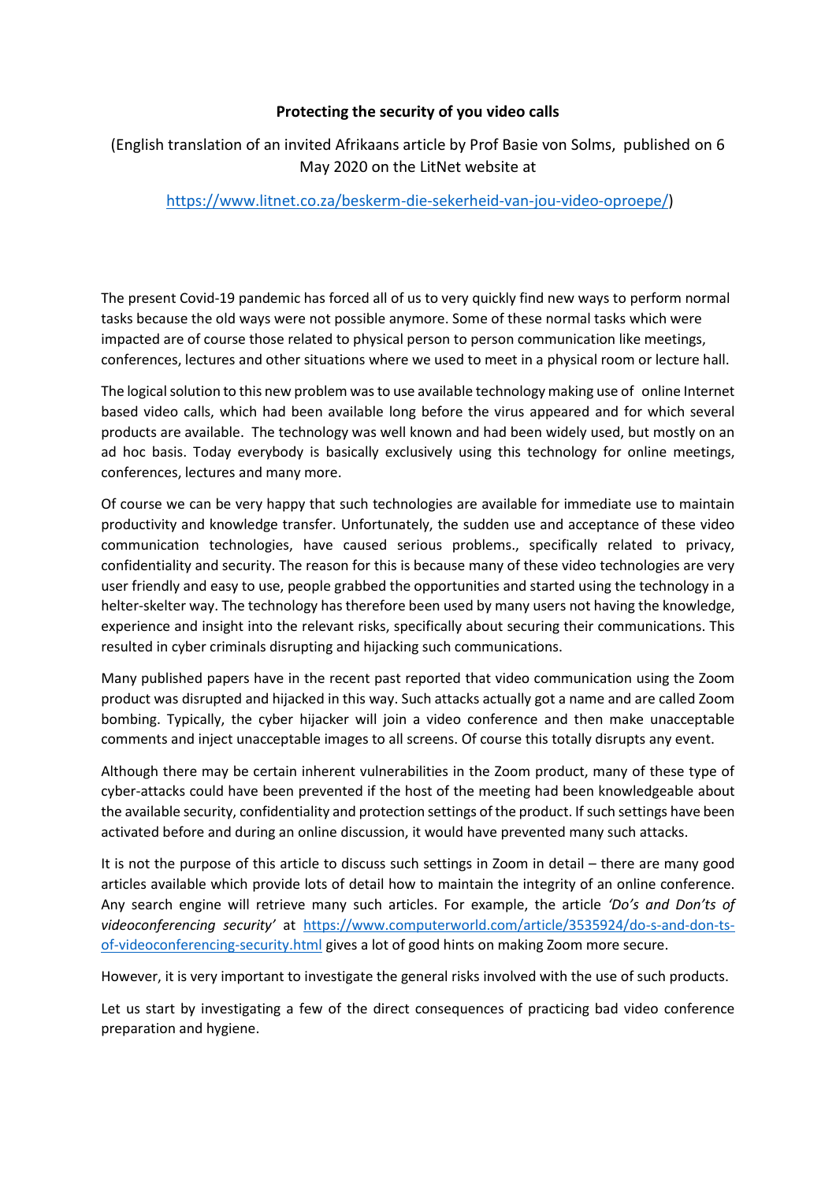**Protecting the security of you video calls**

(English translation of an invited Afrikaans article by Prof Basie von Solms, published on 6 May 2020 on the LitNet website at

https://www.litnet.co.za/beskerm-die-sekerheid-van-jou-video-oproepe/)

The present Covid-19 pandemic has forced all of us to very quickly find new ways to perform normal tasks because the old ways were not possible anymore. Some of these normal tasks which were impacted are of course those related to physical person to person communication like meetings, conferences, lectures and other situations where we used to meet in a physical room or lecture hall.

The logical solution to this new problem was to use available technology making use of online Internet based video calls, which had been available long before the virus appeared and for which several products are available. The technology was well known and had been widely used, but mostly on an ad hoc basis. Today everybody is basically exclusively using this technology for online meetings, conferences, lectures and many more.

Of course we can be very happy that such technologies are available for immediate use to maintain productivity and knowledge transfer. Unfortunately, the sudden use and acceptance of these video communication technologies, have caused serious problems., specifically related to privacy, confidentiality and security. The reason for this is because many of these video technologies are very user friendly and easy to use, people grabbed the opportunities and started using the technology in a helter-skelter way. The technology has therefore been used by many users not having the knowledge, experience and insight into the relevant risks, specifically about securing their communications. This resulted in cyber criminals disrupting and hijacking such communications.

Many published papers have in the recent past reported that video communication using the Zoom product was disrupted and hijacked in this way. Such attacks actually got a name and are called Zoom bombing. Typically, the cyber hijacker will join a video conference and then make unacceptable comments and inject unacceptable images to all screens. Of course this totally disrupts any event.

Although there may be certain inherent vulnerabilities in the Zoom product, many of these type of cyber-attacks could have been prevented if the host of the meeting had been knowledgeable about the available security, confidentiality and protection settings of the product. If such settings have been activated before and during an online discussion, it would have prevented many such attacks.

It is not the purpose of this article to discuss such settings in Zoom in detail – there are many good articles available which provide lots of detail how to maintain the integrity of an online conference. Any search engine will retrieve many such articles. For example, the article *'Do's and Don'ts of videoconferencing security'* at https://www.computerworld.com/article/3535924/do-s-and-don-ts-of-videoconferencing-security.html gives a lot of good hints on making Zoom more secure.

However, it is very important to investigate the general risks involved with the use of such products.

Let us start by investigating a few of the direct consequences of practicing bad video conference preparation and hygiene.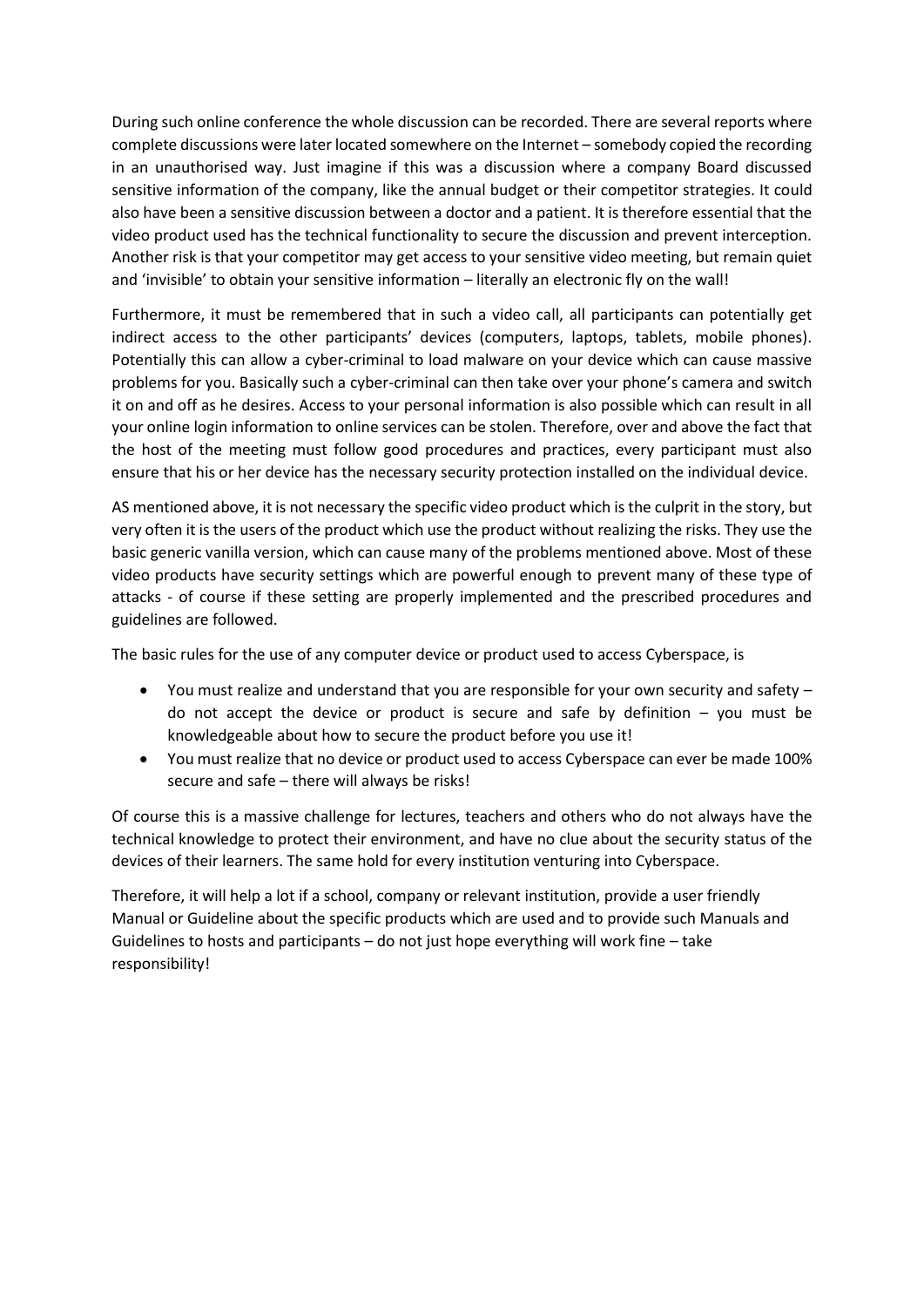During such online conference the whole discussion can be recorded. There are several reports where complete discussions were later located somewhere on the Internet – somebody copied the recording in an unauthorised way. Just imagine if this was a discussion where a company Board discussed sensitive information of the company, like the annual budget or their competitor strategies. It could also have been a sensitive discussion between a doctor and a patient. It is therefore essential that the video product used has the technical functionality to secure the discussion and prevent interception. Another risk is that your competitor may get access to your sensitive video meeting, but remain quiet and 'invisible' to obtain your sensitive information – literally an electronic fly on the wall!

Furthermore, it must be remembered that in such a video call, all participants can potentially get indirect access to the other participants' devices (computers, laptops, tablets, mobile phones). Potentially this can allow a cyber-criminal to load malware on your device which can cause massive problems for you. Basically such a cyber-criminal can then take over your phone's camera and switch it on and off as he desires. Access to your personal information is also possible which can result in all your online login information to online services can be stolen. Therefore, over and above the fact that the host of the meeting must follow good procedures and practices, every participant must also ensure that his or her device has the necessary security protection installed on the individual device.

AS mentioned above, it is not necessary the specific video product which is the culprit in the story, but very often it is the users of the product which use the product without realizing the risks. They use the basic generic vanilla version, which can cause many of the problems mentioned above. Most of these video products have security settings which are powerful enough to prevent many of these type of attacks - of course if these setting are properly implemented and the prescribed procedures and guidelines are followed.

The basic rules for the use of any computer device or product used to access Cyberspace, is

- You must realize and understand that you are responsible for your own security and safety – do not accept the device or product is secure and safe by definition – you must be knowledgeable about how to secure the product before you use it!
- You must realize that no device or product used to access Cyberspace can ever be made 100% secure and safe – there will always be risks!

Of course this is a massive challenge for lectures, teachers and others who do not always have the technical knowledge to protect their environment, and have no clue about the security status of the devices of their learners. The same hold for every institution venturing into Cyberspace.

Therefore, it will help a lot if a school, company or relevant institution, provide a user friendly Manual or Guideline about the specific products which are used and to provide such Manuals and Guidelines to hosts and participants – do not just hope everything will work fine – take responsibility!